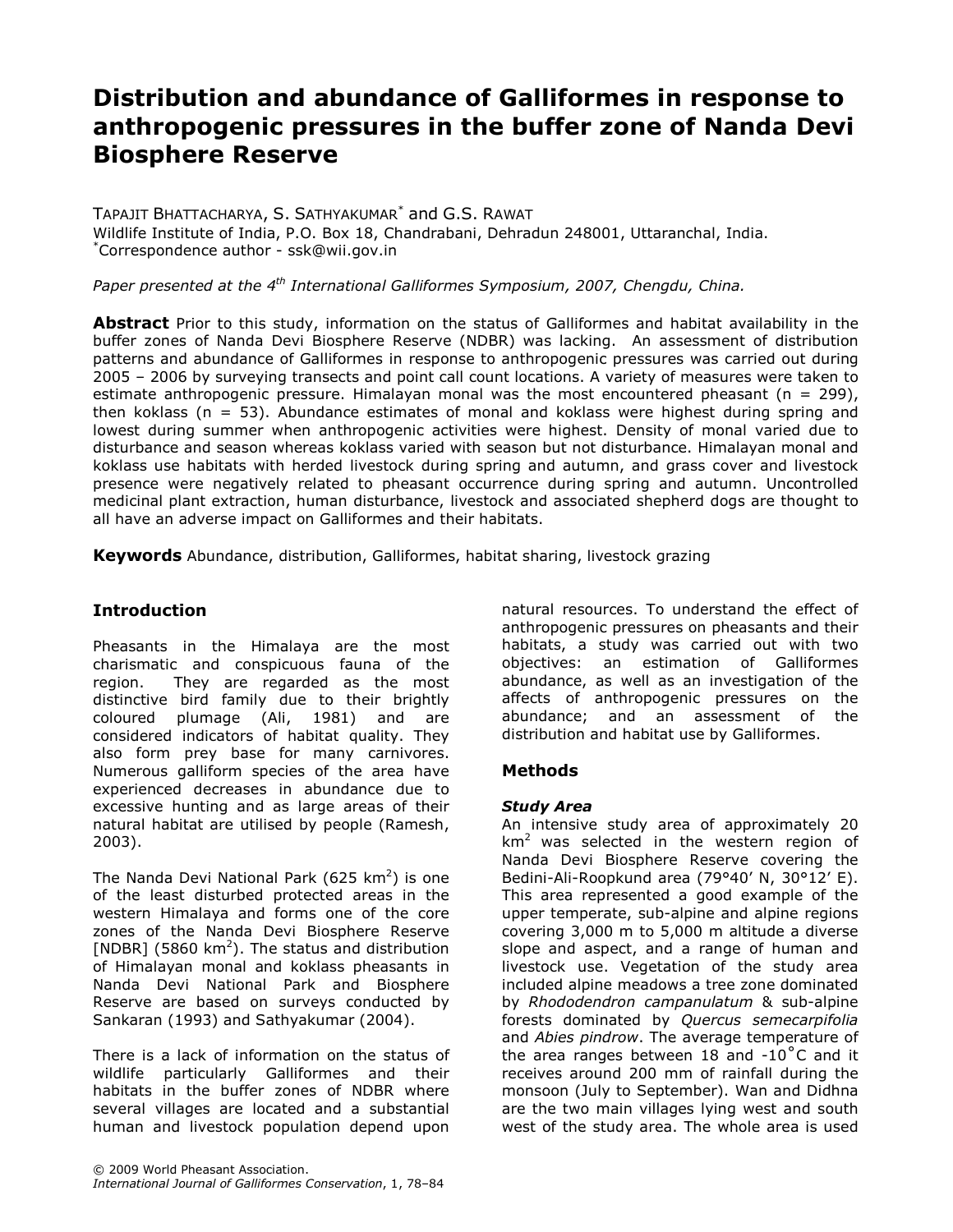# Distribution and abundance of Galliformes in response to anthropogenic pressures in the buffer zone of Nanda Devi Biosphere Reserve

TAPAJIT BHATTACHARYA, S. SATHYAKUMAR* and G.S. RAWAT

Wildlife Institute of India, P.O. Box 18, Chandrabani, Dehradun 248001, Uttaranchal, India.
*Correspondence author - ssk@wii.gov.in

*Paper presented at the 4th International Galliformes Symposium, 2007, Chengdu, China.*

**Abstract** Prior to this study, information on the status of Galliformes and habitat availability in the buffer zones of Nanda Devi Biosphere Reserve (NDBR) was lacking. An assessment of distribution patterns and abundance of Galliformes in response to anthropogenic pressures was carried out during 2005 – 2006 by surveying transects and point call count locations. A variety of measures were taken to estimate anthropogenic pressure. Himalayan monal was the most encountered pheasant (n = 299), then koklass (n = 53). Abundance estimates of monal and koklass were highest during spring and lowest during summer when anthropogenic activities were highest. Density of monal varied due to disturbance and season whereas koklass varied with season but not disturbance. Himalayan monal and koklass use habitats with herded livestock during spring and autumn, and grass cover and livestock presence were negatively related to pheasant occurrence during spring and autumn. Uncontrolled medicinal plant extraction, human disturbance, livestock and associated shepherd dogs are thought to all have an adverse impact on Galliformes and their habitats.

**Keywords** Abundance, distribution, Galliformes, habitat sharing, livestock grazing

## Introduction

Pheasants in the Himalaya are the most charismatic and conspicuous fauna of the region. They are regarded as the most distinctive bird family due to their brightly coloured plumage (Ali, 1981) and are considered indicators of habitat quality. They also form prey base for many carnivores. Numerous galliform species of the area have experienced decreases in abundance due to excessive hunting and as large areas of their natural habitat are utilised by people (Ramesh, 2003).

The Nanda Devi National Park (625 km$^2$) is one of the least disturbed protected areas in the western Himalaya and forms one of the core zones of the Nanda Devi Biosphere Reserve [NDBR] (5860 km$^2$). The status and distribution of Himalayan monal and koklass pheasants in Nanda Devi National Park and Biosphere Reserve are based on surveys conducted by Sankaran (1993) and Sathyakumar (2004).

There is a lack of information on the status of wildlife particularly Galliformes and their habitats in the buffer zones of NDBR where several villages are located and a substantial human and livestock population depend upon natural resources. To understand the effect of anthropogenic pressures on pheasants and their habitats, a study was carried out with two objectives: an estimation of Galliformes abundance, as well as an investigation of the affects of anthropogenic pressures on the abundance; and an assessment of the distribution and habitat use by Galliformes.

## Methods

### *Study Area*

An intensive study area of approximately 20 km$^2$ was selected in the western region of Nanda Devi Biosphere Reserve covering the Bedini-Ali-Roopkund area (79°40′ N, 30°12′ E). This area represented a good example of the upper temperate, sub-alpine and alpine regions covering 3,000 m to 5,000 m altitude a diverse slope and aspect, and a range of human and livestock use. Vegetation of the study area included alpine meadows a tree zone dominated by *Rhododendron campanulatum* & sub-alpine forests dominated by *Quercus semecarpifolia* and *Abies pindrow*. The average temperature of the area ranges between 18 and -10°C and it receives around 200 mm of rainfall during the monsoon (July to September). Wan and Didhna are the two main villages lying west and south west of the study area. The whole area is used

© 2009 World Pheasant Association.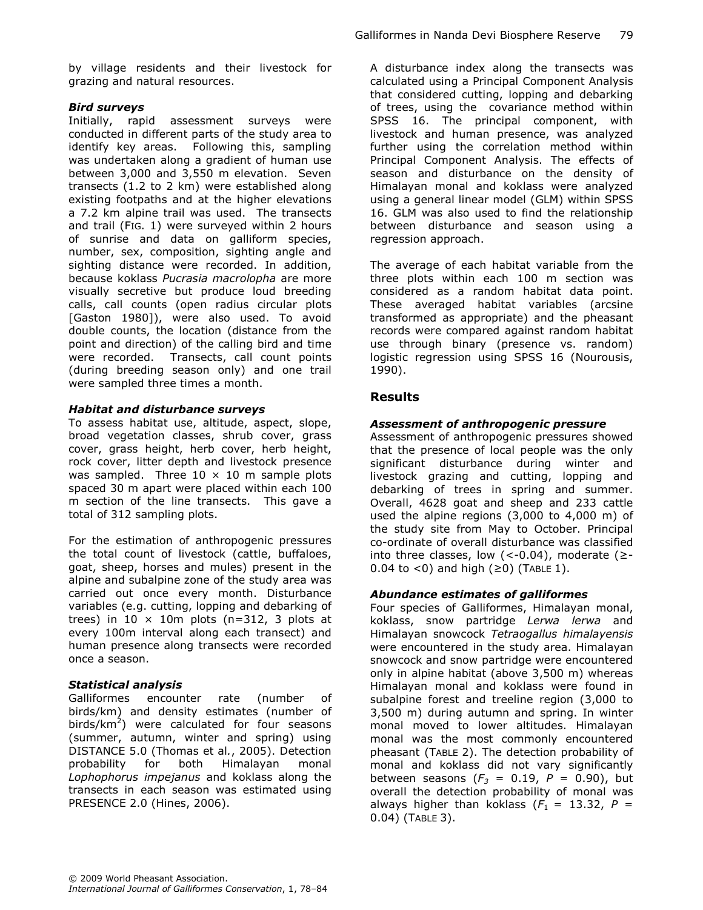by village residents and their livestock for grazing and natural resources.

### *Bird surveys*

Initially, rapid assessment surveys were conducted in different parts of the study area to identify key areas. Following this, sampling was undertaken along a gradient of human use between 3,000 and 3,550 m elevation. Seven transects (1.2 to 2 km) were established along existing footpaths and at the higher elevations a 7.2 km alpine trail was used. The transects and trail (FIG. 1) were surveyed within 2 hours of sunrise and data on galliform species, number, sex, composition, sighting angle and sighting distance were recorded. In addition, because koklass *Pucrasia macrolopha* are more visually secretive but produce loud breeding calls, call counts (open radius circular plots [Gaston 1980]), were also used. To avoid double counts, the location (distance from the point and direction) of the calling bird and time were recorded. Transects, call count points (during breeding season only) and one trail were sampled three times a month.

### *Habitat and disturbance surveys*

To assess habitat use, altitude, aspect, slope, broad vegetation classes, shrub cover, grass cover, grass height, herb cover, herb height, rock cover, litter depth and livestock presence was sampled. Three 10 × 10 m sample plots spaced 30 m apart were placed within each 100 m section of the line transects. This gave a total of 312 sampling plots.

For the estimation of anthropogenic pressures the total count of livestock (cattle, buffaloes, goat, sheep, horses and mules) present in the alpine and subalpine zone of the study area was carried out once every month. Disturbance variables (e.g. cutting, lopping and debarking of trees) in 10 × 10m plots (n=312, 3 plots at every 100m interval along each transect) and human presence along transects were recorded once a season.

### *Statistical analysis*

Galliformes encounter rate (number of birds/km) and density estimates (number of birds/km$^2$) were calculated for four seasons (summer, autumn, winter and spring) using DISTANCE 5.0 (Thomas et al., 2005). Detection probability for both Himalayan monal *Lophophorus impejanus* and koklass along the transects in each season was estimated using PRESENCE 2.0 (Hines, 2006).

A disturbance index along the transects was calculated using a Principal Component Analysis that considered cutting, lopping and debarking of trees, using the covariance method within SPSS 16. The principal component, with livestock and human presence, was analyzed further using the correlation method within Principal Component Analysis. The effects of season and disturbance on the density of Himalayan monal and koklass were analyzed using a general linear model (GLM) within SPSS 16. GLM was also used to find the relationship between disturbance and season using a regression approach.

The average of each habitat variable from the three plots within each 100 m section was considered as a random habitat data point. These averaged habitat variables (arcsine transformed as appropriate) and the pheasant records were compared against random habitat use through binary (presence vs. random) logistic regression using SPSS 16 (Nourousis, 1990).

## Results

### *Assessment of anthropogenic pressure*

Assessment of anthropogenic pressures showed that the presence of local people was the only significant disturbance during winter and livestock grazing and cutting, lopping and debarking of trees in spring and summer. Overall, 4628 goat and sheep and 233 cattle used the alpine regions (3,000 to 4,000 m) of the study site from May to October. Principal co-ordinate of overall disturbance was classified into three classes, low (<-0.04), moderate (≥-0.04 to <0) and high (≥0) (TABLE 1).

### *Abundance estimates of galliformes*

Four species of Galliformes, Himalayan monal, koklass, snow partridge *Lerwa lerwa* and Himalayan snowcock *Tetraogallus himalayensis* were encountered in the study area. Himalayan snowcock and snow partridge were encountered only in alpine habitat (above 3,500 m) whereas Himalayan monal and koklass were found in subalpine forest and treeline region (3,000 to 3,500 m) during autumn and spring. In winter monal moved to lower altitudes. Himalayan monal was the most commonly encountered pheasant (TABLE 2). The detection probability of monal and koklass did not vary significantly between seasons ($F_3$ = 0.19, $P$ = 0.90), but overall the detection probability of monal was always higher than koklass ($F_1$ = 13.32, $P$ = 0.04) (TABLE 3).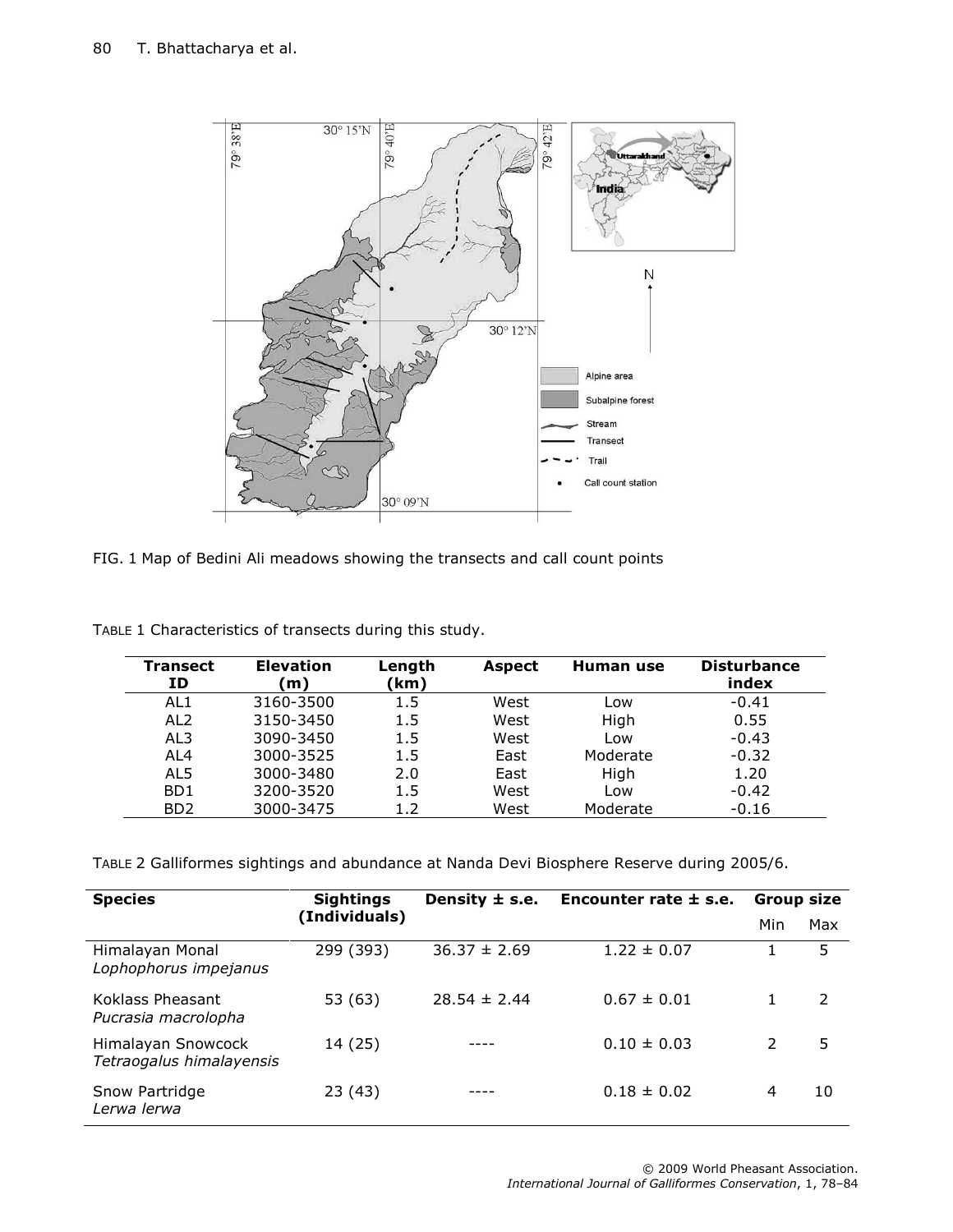FIG. 1 Map of Bedini Ali meadows showing the transects and call count points

TABLE 1 Characteristics of transects during this study.

| Transect ID | Elevation (m) | Length (km) | Aspect | Human use | Disturbance index |
|---|---|---|---|---|---|
| AL1 | 3160-3500 | 1.5 | West | Low | -0.41 |
| AL2 | 3150-3450 | 1.5 | West | High | 0.55 |
| AL3 | 3090-3450 | 1.5 | West | Low | -0.43 |
| AL4 | 3000-3525 | 1.5 | East | Moderate | -0.32 |
| AL5 | 3000-3480 | 2.0 | East | High | 1.20 |
| BD1 | 3200-3520 | 1.5 | West | Low | -0.42 |
| BD2 | 3000-3475 | 1.2 | West | Moderate | -0.16 |

TABLE 2 Galliformes sightings and abundance at Nanda Devi Biosphere Reserve during 2005/6.

| Species | Sightings (Individuals) | Density ± s.e. | Encounter rate ± s.e. | Group size | |
|---|---|---|---|---|---|
| | | | | Min | Max |
| Himalayan Monal *Lophophorus impejanus* | 299 (393) | 36.37 ± 2.69 | 1.22 ± 0.07 | 1 | 5 |
| Koklass Pheasant *Pucrasia macrolopha* | 53 (63) | 28.54 ± 2.44 | 0.67 ± 0.01 | 1 | 2 |
| Himalayan Snowcock *Tetraogalus himalayensis* | 14 (25) | ---- | 0.10 ± 0.03 | 2 | 5 |
| Snow Partridge *Lerwa lerwa* | 23 (43) | ---- | 0.18 ± 0.02 | 4 | 10 |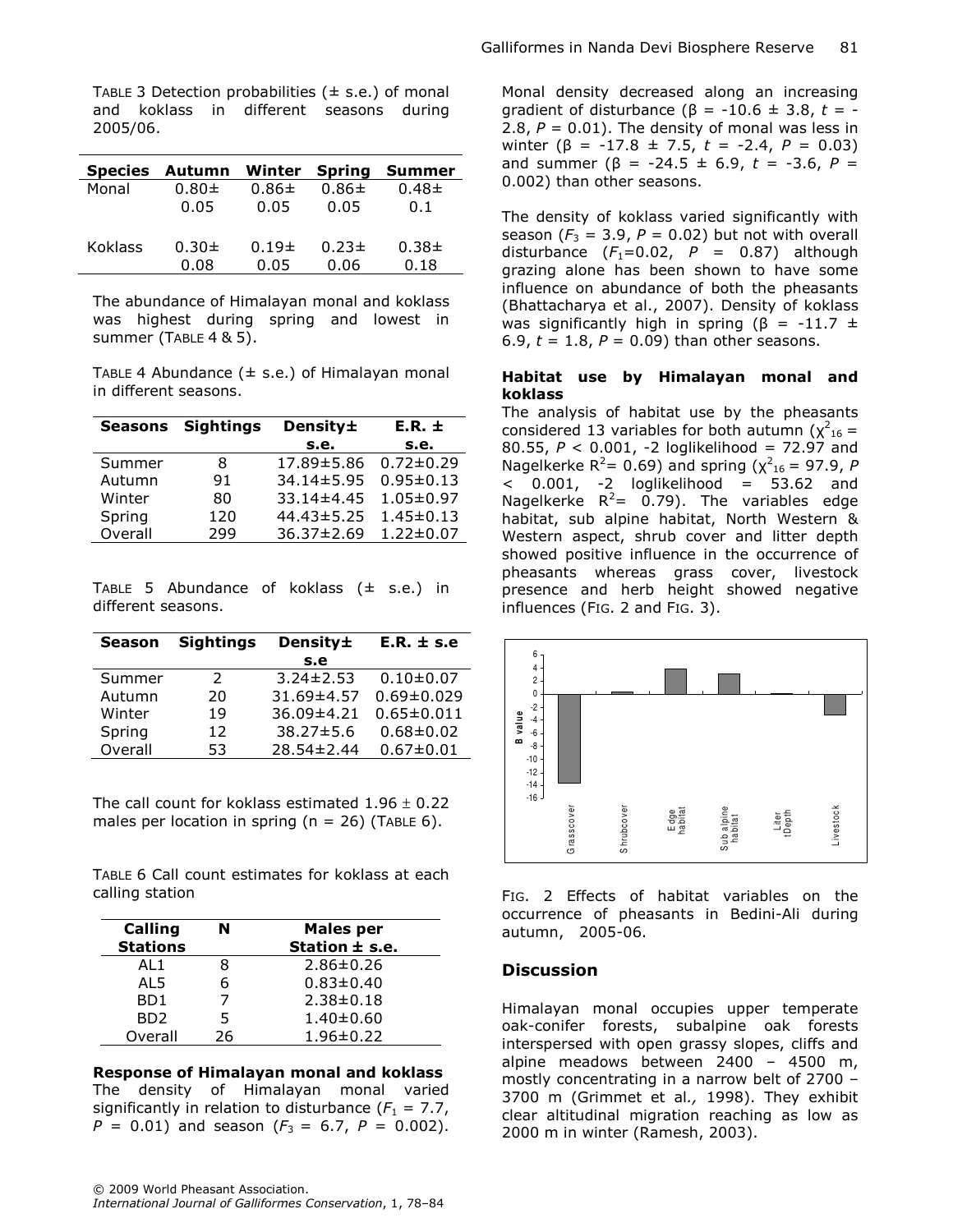TABLE 3 Detection probabilities (± s.e.) of monal and koklass in different seasons during 2005/06.

| Species | Autumn | Winter | Spring | Summer |
|---|---|---|---|---|
| Monal | 0.80± 0.05 | 0.86± 0.05 | 0.86± 0.05 | 0.48± 0.1 |
| Koklass | 0.30± 0.08 | 0.19± 0.05 | 0.23± 0.06 | 0.38± 0.18 |

The abundance of Himalayan monal and koklass was highest during spring and lowest in summer (TABLE 4 & 5).

TABLE 4 Abundance (± s.e.) of Himalayan monal in different seasons.

| Seasons | Sightings | Density± s.e. | E.R. ± s.e. |
|---|---|---|---|
| Summer | 8 | 17.89±5.86 | 0.72±0.29 |
| Autumn | 91 | 34.14±5.95 | 0.95±0.13 |
| Winter | 80 | 33.14±4.45 | 1.05±0.97 |
| Spring | 120 | 44.43±5.25 | 1.45±0.13 |
| Overall | 299 | 36.37±2.69 | 1.22±0.07 |

TABLE 5 Abundance of koklass (± s.e.) in different seasons.

| Season | Sightings | Density± s.e | E.R. ± s.e |
|---|---|---|---|
| Summer | 2 | 3.24±2.53 | 0.10±0.07 |
| Autumn | 20 | 31.69±4.57 | 0.69±0.029 |
| Winter | 19 | 36.09±4.21 | 0.65±0.011 |
| Spring | 12 | 38.27±5.6 | 0.68±0.02 |
| Overall | 53 | 28.54±2.44 | 0.67±0.01 |

The call count for koklass estimated 1.96 ± 0.22 males per location in spring (n = 26) (TABLE 6).

TABLE 6 Call count estimates for koklass at each calling station

| Calling Stations | N | Males per Station ± s.e. |
|---|---|---|
| AL1 | 8 | 2.86±0.26 |
| AL5 | 6 | 0.83±0.40 |
| BD1 | 7 | 2.38±0.18 |
| BD2 | 5 | 1.40±0.60 |
| Overall | 26 | 1.96±0.22 |

**Response of Himalayan monal and koklass**

The density of Himalayan monal varied significantly in relation to disturbance ($F_1$ = 7.7, $P$ = 0.01) and season ($F_3$ = 6.7, $P$ = 0.002). Monal density decreased along an increasing gradient of disturbance (β = -10.6 ± 3.8, $t$ = -2.8, $P$ = 0.01). The density of monal was less in winter (β = -17.8 ± 7.5, $t$ = -2.4, $P$ = 0.03) and summer (β = -24.5 ± 6.9, $t$ = -3.6, $P$ = 0.002) than other seasons.

The density of koklass varied significantly with season ($F_3$ = 3.9, $P$ = 0.02) but not with overall disturbance ($F_1$=0.02, $P$ = 0.87) although grazing alone has been shown to have some influence on abundance of both the pheasants (Bhattacharya et al., 2007). Density of koklass was significantly high in spring (β = -11.7 ± 6.9, $t$ = 1.8, $P$ = 0.09) than other seasons.

**Habitat use by Himalayan monal and koklass**

The analysis of habitat use by the pheasants considered 13 variables for both autumn ($\chi^2_{16}$ = 80.55, $P$ < 0.001, -2 loglikelihood = 72.97 and Nagelkerke $R^2$= 0.69) and spring ($\chi^2_{16}$ = 97.9, $P$ < 0.001, -2 loglikelihood = 53.62 and Nagelkerke $R^2$= 0.79). The variables edge habitat, sub alpine habitat, North Western & Western aspect, shrub cover and litter depth showed positive influence in the occurrence of pheasants whereas grass cover, livestock presence and herb height showed negative influences (FIG. 2 and FIG. 3).

FIG. 2 Effects of habitat variables on the occurrence of pheasants in Bedini-Ali during autumn, 2005-06.

## Discussion

Himalayan monal occupies upper temperate oak-conifer forests, subalpine oak forests interspersed with open grassy slopes, cliffs and alpine meadows between 2400 – 4500 m, mostly concentrating in a narrow belt of 2700 – 3700 m (Grimmet et al*.,* 1998). They exhibit clear altitudinal migration reaching as low as 2000 m in winter (Ramesh, 2003).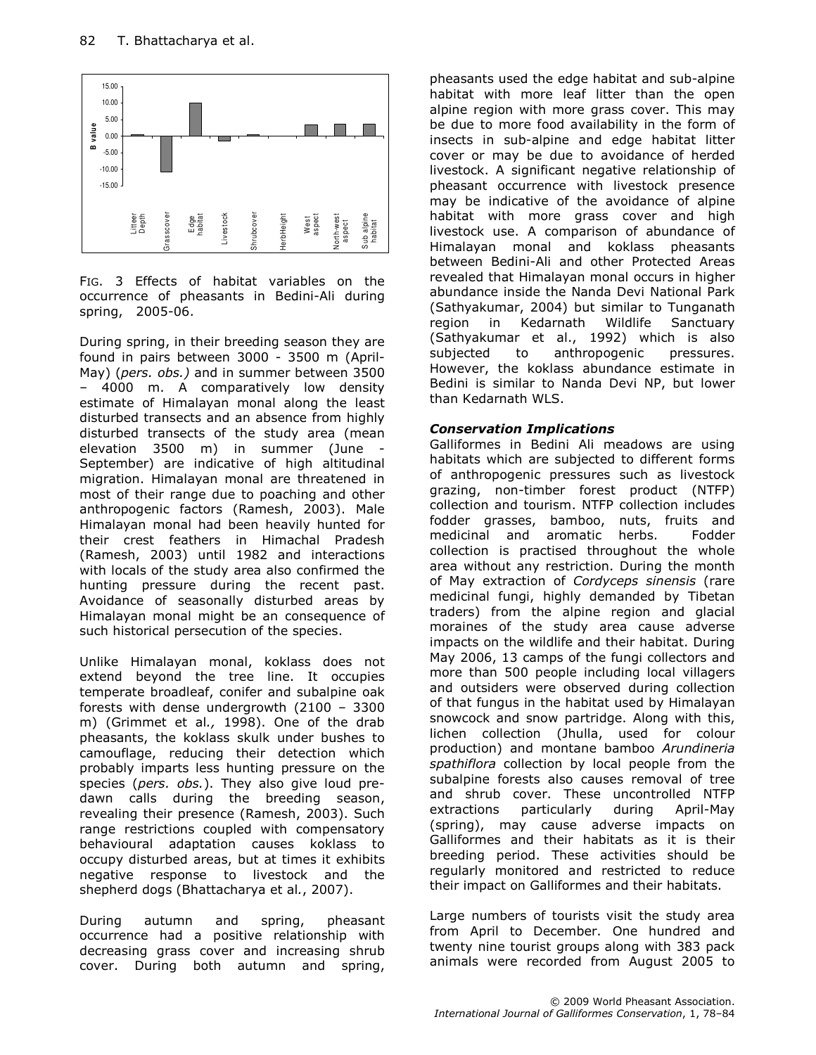FIG. 3 Effects of habitat variables on the occurrence of pheasants in Bedini-Ali during spring, 2005-06.

During spring, in their breeding season they are found in pairs between 3000 - 3500 m (April-May) (*pers. obs.)* and in summer between 3500 – 4000 m. A comparatively low density estimate of Himalayan monal along the least disturbed transects and an absence from highly disturbed transects of the study area (mean elevation 3500 m) in summer (June - September) are indicative of high altitudinal migration. Himalayan monal are threatened in most of their range due to poaching and other anthropogenic factors (Ramesh, 2003). Male Himalayan monal had been heavily hunted for their crest feathers in Himachal Pradesh (Ramesh, 2003) until 1982 and interactions with locals of the study area also confirmed the hunting pressure during the recent past. Avoidance of seasonally disturbed areas by Himalayan monal might be an consequence of such historical persecution of the species.

Unlike Himalayan monal, koklass does not extend beyond the tree line. It occupies temperate broadleaf, conifer and subalpine oak forests with dense undergrowth (2100 – 3300 m) (Grimmet et al*.,* 1998). One of the drab pheasants, the koklass skulk under bushes to camouflage, reducing their detection which probably imparts less hunting pressure on the species (*pers. obs.*). They also give loud pre-dawn calls during the breeding season, revealing their presence (Ramesh, 2003). Such range restrictions coupled with compensatory behavioural adaptation causes koklass to occupy disturbed areas, but at times it exhibits negative response to livestock and the shepherd dogs (Bhattacharya et al*.*, 2007).

During autumn and spring, pheasant occurrence had a positive relationship with decreasing grass cover and increasing shrub cover. During both autumn and spring, pheasants used the edge habitat and sub-alpine habitat with more leaf litter than the open alpine region with more grass cover. This may be due to more food availability in the form of insects in sub-alpine and edge habitat litter cover or may be due to avoidance of herded livestock. A significant negative relationship of pheasant occurrence with livestock presence may be indicative of the avoidance of alpine habitat with more grass cover and high livestock use. A comparison of abundance of Himalayan monal and koklass pheasants between Bedini-Ali and other Protected Areas revealed that Himalayan monal occurs in higher abundance inside the Nanda Devi National Park (Sathyakumar, 2004) but similar to Tunganath region in Kedarnath Wildlife Sanctuary (Sathyakumar et al., 1992) which is also subjected to anthropogenic pressures. However, the koklass abundance estimate in Bedini is similar to Nanda Devi NP, but lower than Kedarnath WLS.

### *Conservation Implications*

Galliformes in Bedini Ali meadows are using habitats which are subjected to different forms of anthropogenic pressures such as livestock grazing, non-timber forest product (NTFP) collection and tourism. NTFP collection includes fodder grasses, bamboo, nuts, fruits and medicinal and aromatic herbs. Fodder collection is practised throughout the whole area without any restriction. During the month of May extraction of *Cordyceps sinensis* (rare medicinal fungi, highly demanded by Tibetan traders) from the alpine region and glacial moraines of the study area cause adverse impacts on the wildlife and their habitat. During May 2006, 13 camps of the fungi collectors and more than 500 people including local villagers and outsiders were observed during collection of that fungus in the habitat used by Himalayan snowcock and snow partridge. Along with this, lichen collection (Jhulla, used for colour production) and montane bamboo *Arundineria spathiflora* collection by local people from the subalpine forests also causes removal of tree and shrub cover. These uncontrolled NTFP extractions particularly during April-May (spring), may cause adverse impacts on Galliformes and their habitats as it is their breeding period. These activities should be regularly monitored and restricted to reduce their impact on Galliformes and their habitats.

Large numbers of tourists visit the study area from April to December. One hundred and twenty nine tourist groups along with 383 pack animals were recorded from August 2005 to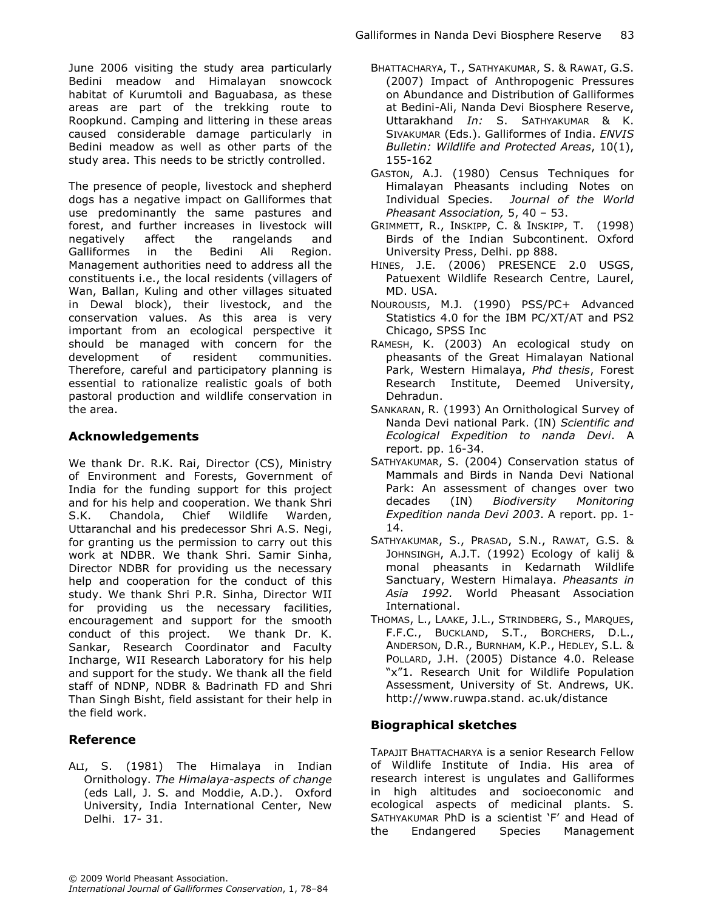June 2006 visiting the study area particularly Bedini meadow and Himalayan snowcock habitat of Kurumtoli and Baguabasa, as these areas are part of the trekking route to Roopkund. Camping and littering in these areas caused considerable damage particularly in Bedini meadow as well as other parts of the study area. This needs to be strictly controlled.

The presence of people, livestock and shepherd dogs has a negative impact on Galliformes that use predominantly the same pastures and forest, and further increases in livestock will negatively affect the rangelands and Galliformes in the Bedini Ali Region. Management authorities need to address all the constituents i.e., the local residents (villagers of Wan, Ballan, Kuling and other villages situated in Dewal block), their livestock, and the conservation values. As this area is very important from an ecological perspective it should be managed with concern for the development of resident communities. Therefore, careful and participatory planning is essential to rationalize realistic goals of both pastoral production and wildlife conservation in the area.

## Acknowledgements

We thank Dr. R.K. Rai, Director (CS), Ministry of Environment and Forests, Government of India for the funding support for this project and for his help and cooperation. We thank Shri S.K. Chandola, Chief Wildlife Warden, Uttaranchal and his predecessor Shri A.S. Negi, for granting us the permission to carry out this work at NDBR. We thank Shri. Samir Sinha, Director NDBR for providing us the necessary help and cooperation for the conduct of this study. We thank Shri P.R. Sinha, Director WII for providing us the necessary facilities, encouragement and support for the smooth conduct of this project. We thank Dr. K. Sankar, Research Coordinator and Faculty Incharge, WII Research Laboratory for his help and support for the study. We thank all the field staff of NDNP, NDBR & Badrinath FD and Shri Than Singh Bisht, field assistant for their help in the field work.

## Reference

ALI, S. (1981) The Himalaya in Indian Ornithology. *The Himalaya-aspects of change* (eds Lall, J. S. and Moddie, A.D.). Oxford University, India International Center, New Delhi. 17- 31.

BHATTACHARYA, T., SATHYAKUMAR, S. & RAWAT, G.S. (2007) Impact of Anthropogenic Pressures on Abundance and Distribution of Galliformes at Bedini-Ali, Nanda Devi Biosphere Reserve, Uttarakhand *In:* S. SATHYAKUMAR & K. SIVAKUMAR (Eds.). Galliformes of India. *ENVIS Bulletin: Wildlife and Protected Areas*, 10(1), 155-162

GASTON, A.J. (1980) Census Techniques for Himalayan Pheasants including Notes on Individual Species. *Journal of the World Pheasant Association,* 5, 40 – 53.

GRIMMETT, R., INSKIPP, C. & INSKIPP, T. (1998) Birds of the Indian Subcontinent. Oxford University Press, Delhi. pp 888.

HINES, J.E. (2006) PRESENCE 2.0 USGS, Patuexent Wildlife Research Centre, Laurel, MD. USA.

NOUROUSIS, M.J. (1990) PSS/PC+ Advanced Statistics 4.0 for the IBM PC/XT/AT and PS2 Chicago, SPSS Inc

RAMESH, K. (2003) An ecological study on pheasants of the Great Himalayan National Park, Western Himalaya, *Phd thesis*, Forest Research Institute, Deemed University, Dehradun.

SANKARAN, R. (1993) An Ornithological Survey of Nanda Devi national Park. (IN) *Scientific and Ecological Expedition to nanda Devi*. A report. pp. 16-34.

SATHYAKUMAR, S. (2004) Conservation status of Mammals and Birds in Nanda Devi National Park: An assessment of changes over two decades (IN) *Biodiversity Monitoring Expedition nanda Devi 2003*. A report. pp. 1-14.

SATHYAKUMAR, S., PRASAD, S.N., RAWAT, G.S. & JOHNSINGH, A.J.T. (1992) Ecology of kalij & monal pheasants in Kedarnath Wildlife Sanctuary, Western Himalaya. *Pheasants in Asia 1992.* World Pheasant Association International.

THOMAS, L., LAAKE, J.L., STRINDBERG, S., MARQUES, F.F.C., BUCKLAND, S.T., BORCHERS, D.L., ANDERSON, D.R., BURNHAM, K.P., HEDLEY, S.L. & POLLARD, J.H. (2005) Distance 4.0. Release "x"1. Research Unit for Wildlife Population Assessment, University of St. Andrews, UK. http://www.ruwpa.stand. ac.uk/distance

## Biographical sketches

TAPAJIT BHATTACHARYA is a senior Research Fellow of Wildlife Institute of India. His area of research interest is ungulates and Galliformes in high altitudes and socioeconomic and ecological aspects of medicinal plants. S. SATHYAKUMAR PhD is a scientist 'F' and Head of the Endangered Species Management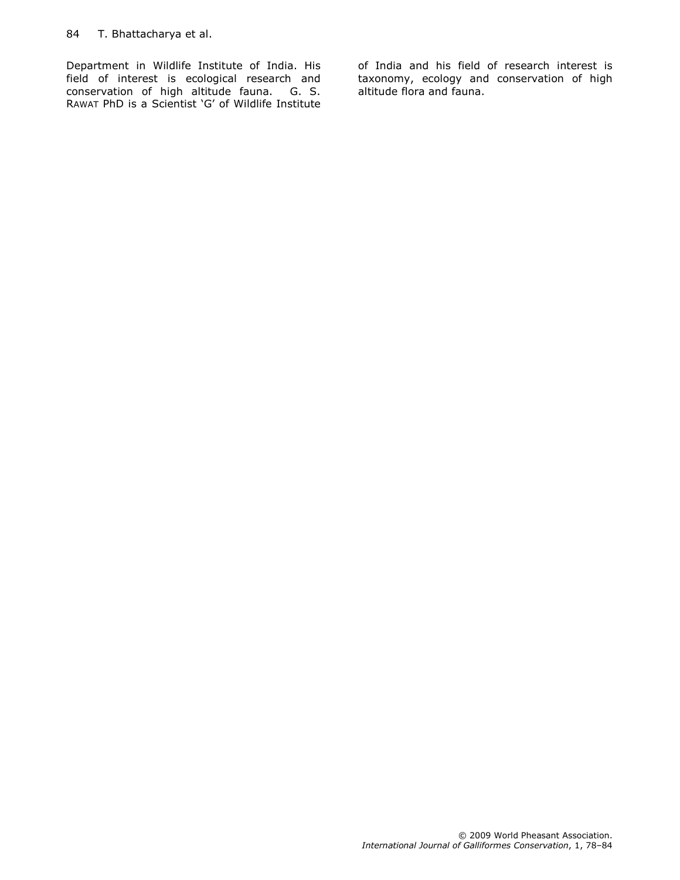Department in Wildlife Institute of India. His field of interest is ecological research and conservation of high altitude fauna. G. S. RAWAT PhD is a Scientist 'G' of Wildlife Institute of India and his field of research interest is taxonomy, ecology and conservation of high altitude flora and fauna.